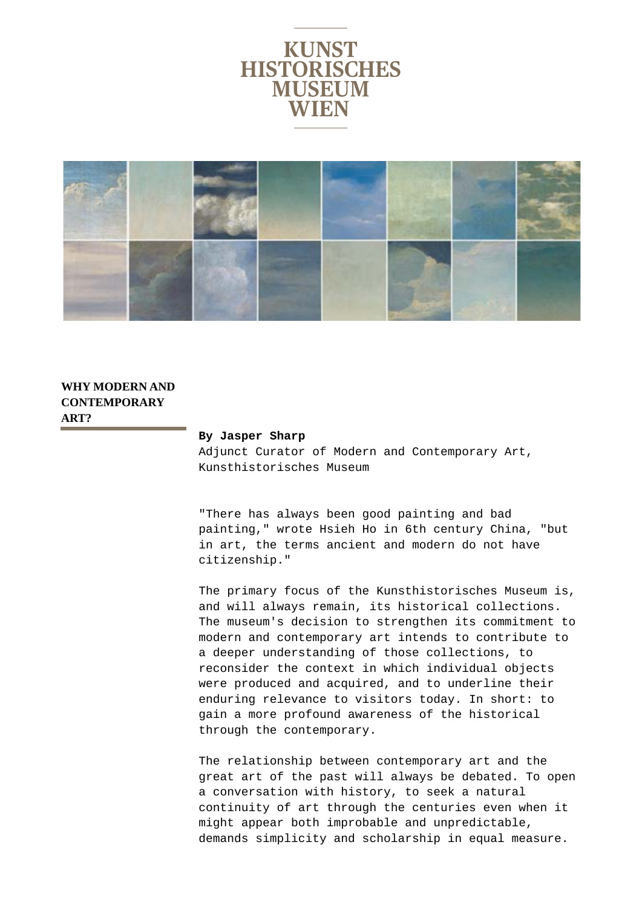KUNST HISTORISCHES MUSEUM WIEN

## WHY MODERN AND CONTEMPORARY ART?

**By Jasper Sharp**
Adjunct Curator of Modern and Contemporary Art, Kunsthistorisches Museum

"There has always been good painting and bad painting," wrote Hsieh Ho in 6th century China, "but in art, the terms ancient and modern do not have citizenship."

The primary focus of the Kunsthistorisches Museum is, and will always remain, its historical collections. The museum's decision to strengthen its commitment to modern and contemporary art intends to contribute to a deeper understanding of those collections, to reconsider the context in which individual objects were produced and acquired, and to underline their enduring relevance to visitors today. In short: to gain a more profound awareness of the historical through the contemporary.

The relationship between contemporary art and the great art of the past will always be debated. To open a conversation with history, to seek a natural continuity of art through the centuries even when it might appear both improbable and unpredictable, demands simplicity and scholarship in equal measure.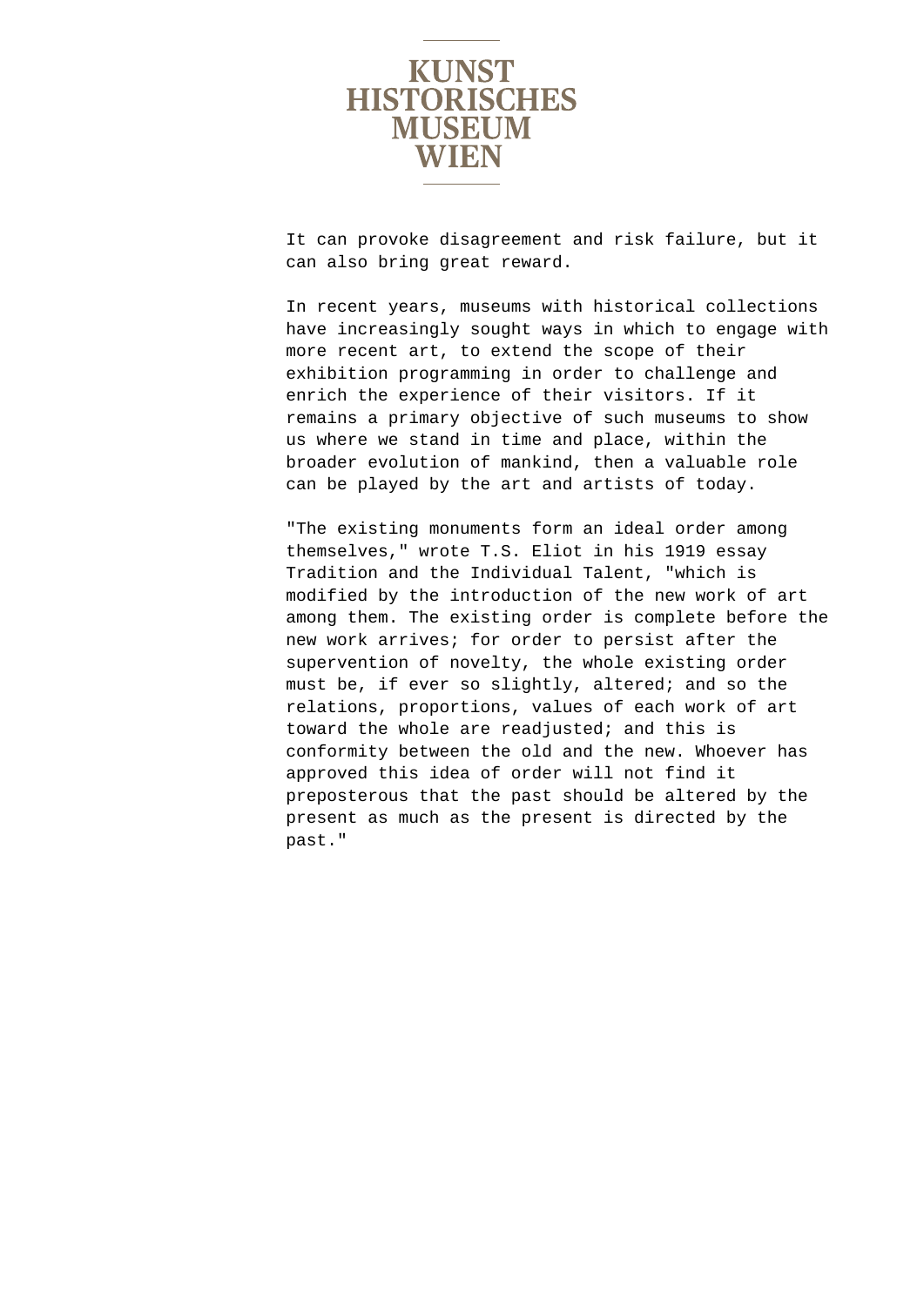KUNST HISTORISCHES MUSEUM WIEN

It can provoke disagreement and risk failure, but it can also bring great reward.

In recent years, museums with historical collections have increasingly sought ways in which to engage with more recent art, to extend the scope of their exhibition programming in order to challenge and enrich the experience of their visitors. If it remains a primary objective of such museums to show us where we stand in time and place, within the broader evolution of mankind, then a valuable role can be played by the art and artists of today.

"The existing monuments form an ideal order among themselves," wrote T.S. Eliot in his 1919 essay Tradition and the Individual Talent, "which is modified by the introduction of the new work of art among them. The existing order is complete before the new work arrives; for order to persist after the supervention of novelty, the whole existing order must be, if ever so slightly, altered; and so the relations, proportions, values of each work of art toward the whole are readjusted; and this is conformity between the old and the new. Whoever has approved this idea of order will not find it preposterous that the past should be altered by the present as much as the present is directed by the past."